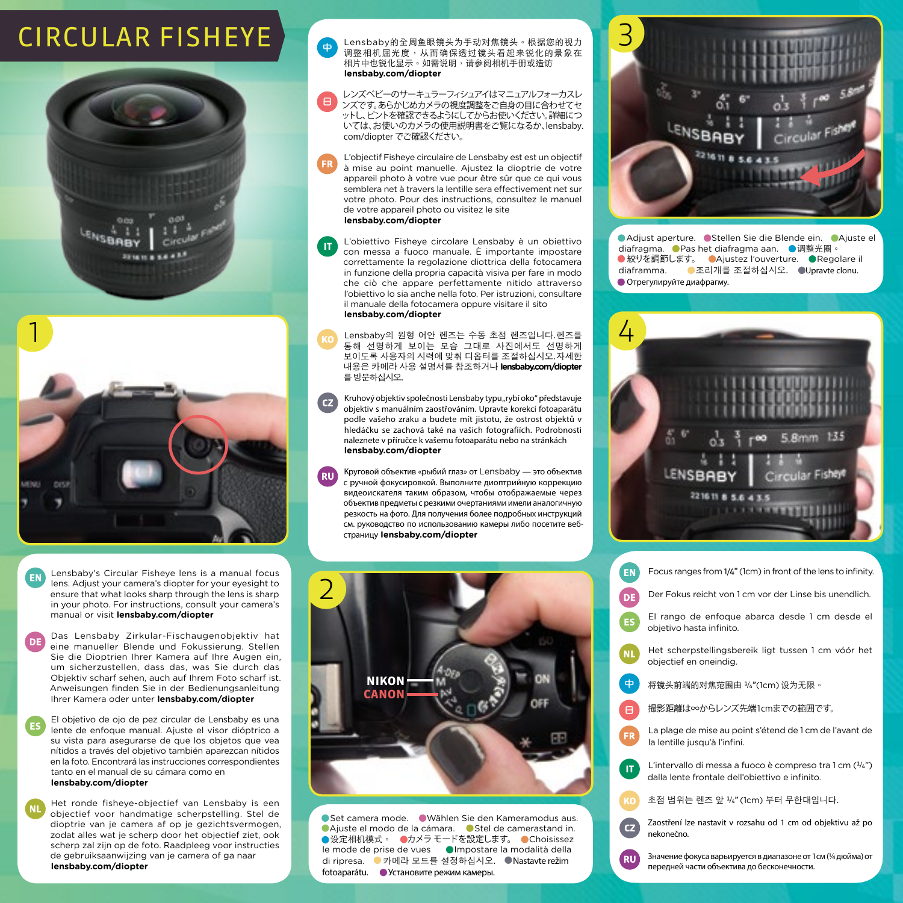# CIRCULAR FISHEYE

## 1

**EN** Lensbaby's Circular Fisheye lens is a manual focus lens. Adjust your camera's diopter for your eyesight to ensure that what looks sharp through the lens is sharp in your photo. For instructions, consult your camera's manual or visit **lensbaby.com/diopter**

**DE** Das Lensbaby Zirkular-Fischaugenobjektiv hat eine manueller Blende und Fokussierung. Stellen Sie die Dioptrien Ihrer Kamera auf Ihre Augen ein, um sicherzustellen, dass das, was Sie durch das Objektiv scharf sehen, auch auf Ihrem Foto scharf ist. Anweisungen finden Sie in der Bedienungsanleitung Ihrer Kamera oder unter **lensbaby.com/diopter**

**ES** El objetivo de ojo de pez circular de Lensbaby es una lente de enfoque manual. Ajuste el visor dióptrico a su vista para asegurarse de que los objetos que vea nítidos a través del objetivo también aparezcan nítidos en la foto. Encontrará las instrucciones correspondientes tanto en el manual de su cámara como en **lensbaby.com/diopter**

**NL** Het ronde fisheye-objectief van Lensbaby is een objectief voor handmatige scherpstelling. Stel de dioptrie van je camera af op je gezichtsvermogen, zodat alles wat je scherp door het objectief ziet, ook scherp zal zijn op de foto. Raadpleeg voor instructies de gebruiksaanwijzing van je camera of ga naar **lensbaby.com/diopter**

**中** Lensbaby的全周鱼眼镜头为手动对焦镜头。根据您的视力调整相机屈光度，从而确保透过镜头看起来锐化的景象在相片中也锐化显示。如需说明，请参阅相机手册或造访 **lensbaby.com/diopter**

**日** レンズベビーのサーキュラーフィシュアイはマニュアルフォーカスレンズです。あらかじめカメラの視度調整をご自身の目に合わせてセットし、ピントを確認できるようにしてからお使いください。詳細については、お使いのカメラの使用説明書をご覧になるか、lensbaby.com/diopter でご確認ください。

**FR** L'objectif Fisheye circulaire de Lensbaby est est un objectif à mise au point manuelle. Ajustez la dioptrie de votre appareil photo à votre vue pour être sûr que ce qui vous semblera net à travers la lentille sera effectivement net sur votre photo. Pour des instructions, consultez le manuel de votre appareil photo ou visitez le site **lensbaby.com/diopter**

**IT** L'obiettivo Fisheye circolare Lensbaby è un obiettivo con messa a fuoco manuale. È importante impostare correttamente la regolazione diottrica della fotocamera in funzione della propria capacità visiva per fare in modo che ciò che appare perfettamente nitido attraverso l'obiettivo lo sia anche nella foto. Per istruzioni, consultare il manuale della fotocamera oppure visitare il sito **lensbaby.com/diopter**

**KO** Lensbaby의 원형 어안 렌즈는 수동 초점 렌즈입니다. 렌즈를 통해 선명하게 보이는 모습 그대로 사진에서도 선명하게 보이도록 사용자의 시력에 맞춰 디옵터를 조절하십시오. 자세한 내용은 카메라 사용 설명서를 참조하거나 **lensbaby.com/diopter** 를 방문하십시오.

**CZ** Kruhový objektiv společnosti Lensbaby typu „rybí oko" představuje objektiv s manuálním zaostřováním. Upravte korekci fotoaparátu podle vašeho zraku a budete mít jistotu, že ostrost objektů v hledáčku se zachová také na vašich fotografiích. Podrobnosti naleznete v příručce k vašemu fotoaparátu nebo na stránkách **lensbaby.com/diopter**

**RU** Круговой объектив «рыбий глаз» от Lensbaby — это объектив с ручной фокусировкой. Выполните диоптрийную коррекцию видеоискателя таким образом, чтобы отображаемые через объектив предметы с резкими очертаниями имели аналогичную резкость на фото. Для получения более подробных инструкций см. руководство по использованию камеры либо посетите веб-страницу **lensbaby.com/diopter**

## 2

NIKON
CANON

Set camera mode. Wählen Sie den Kameramodus aus. Ajuste el modo de la cámara. Stel de camerastand in. 设定相机模式。 カメラ モードを設定します。 Choisissez le mode de prise de vues Impostare la modalità della di ripresa. 카메라 모드를 설정하십시오. Nastavte režim fotoaparátu. Установите режим камеры.

## 3

Adjust aperture. Stellen Sie die Blende ein. Ajuste el diafragma. Pas het diafragma aan. 调整光圈。 絞りを調節します。 Ajustez l'ouverture. Regolare il diaframma. 조리개를 조절하십시오. Upravte clonu. Отрегулируйте диафрагму.

## 4

**EN** Focus ranges from 1/4" (1cm) in front of the lens to infinity.

**DE** Der Fokus reicht von 1 cm vor der Linse bis unendlich.

**ES** El rango de enfoque abarca desde 1 cm desde el objetivo hasta infinito.

**NL** Het scherpstellingsbereik ligt tussen 1 cm vóór het objectief en oneindig.

**中** 将镜头前端的对焦范围由 1/4"(1cm) 设为无限。

**日** 撮影距離は∞からレンズ先端1cmまでの範囲です。

**FR** La plage de mise au point s'étend de 1 cm de l'avant de la lentille jusqu'à l'infini.

**IT** L'intervallo di messa a fuoco è compreso tra 1 cm (1/4") dalla lente frontale dell'obiettivo e infinito.

**KO** 초점 범위는 렌즈 앞 1/4" (1cm) 부터 무한대입니다.

**CZ** Zaostření lze nastavit v rozsahu od 1 cm od objektivu až po nekonečno.

**RU** Значение фокуса варьируется в диапазоне от 1см (1/4 дюйма) от передней части объектива до бесконечности.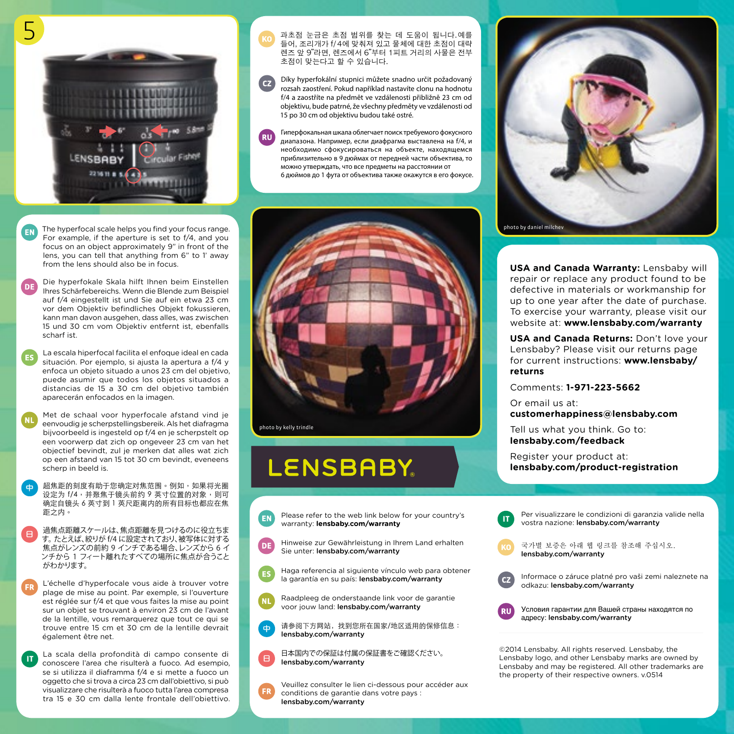5

**EN** The hyperfocal scale helps you find your focus range. For example, if the aperture is set to f/4, and you focus on an object approximately 9" in front of the lens, you can tell that anything from 6" to 1' away from the lens should also be in focus.

**DE** Die hyperfokale Skala hilft Ihnen beim Einstellen Ihres Schärfebereichs. Wenn die Blende zum Beispiel auf f/4 eingestellt ist und Sie auf ein etwa 23 cm vor dem Objektiv befindliches Objekt fokussieren, kann man davon ausgehen, dass alles, was zwischen 15 und 30 cm vom Objektiv entfernt ist, ebenfalls scharf ist.

**ES** La escala hiperfocal facilita el enfoque ideal en cada situación. Por ejemplo, si ajusta la apertura a f/4 y enfoca un objeto situado a unos 23 cm del objetivo, puede asumir que todos los objetos situados a distancias de 15 a 30 cm del objetivo también aparecerán enfocados en la imagen.

**NL** Met de schaal voor hyperfocale afstand vind je eenvoudig je scherpstellingsbereik. Als het diafragma bijvoorbeeld is ingesteld op f/4 en je scherpstelt op een voorwerp dat zich op ongeveer 23 cm van het objectief bevindt, zul je merken dat alles wat zich op een afstand van 15 tot 30 cm bevindt, eveneens scherp in beeld is.

**中** 超焦距的刻度有助于您确定对焦范围。例如，如果将光圈设定为 f/4，并聚焦于镜头前约 9 英寸位置的对象，则可确定自镜头 6 英寸到 1 英尺距离内的所有目标也都应在焦距之内。

**日** 過焦点距離スケールは、焦点距離を見つけるのに役立ちます。たとえば、絞りが f/4 に設定されており、被写体に対する焦点がレンズの前約 9 インチである場合、レンズから 6 インチから 1 フィート離れたすべての場所に焦点が合うことがわかります。

**FR** L'échelle d'hyperfocale vous aide à trouver votre plage de mise au point. Par exemple, si l'ouverture est réglée sur f/4 et que vous faites la mise au point sur un objet se trouvant à environ 23 cm de l'avant de la lentille, vous remarquerez que tout ce qui se trouve entre 15 cm et 30 cm de la lentille devrait également être net.

**IT** La scala della profondità di campo consente di conoscere l'area che risulterà a fuoco. Ad esempio, se si utilizza il diaframma f/4 e si mette a fuoco un oggetto che si trova a circa 23 cm dall'obiettivo, si può visualizzare che risulterà a fuoco tutta l'area compresa tra 15 e 30 cm dalla lente frontale dell'obiettivo.

**KO** 과초점 눈금은 초점 범위를 찾는 데 도움이 됩니다. 예를 들어, 조리개가 f/4에 맞춰져 있고 물체에 대한 초점이 대략 렌즈 앞 9"라면, 렌즈에서 6"부터 1피트 거리의 사물은 전부 초점이 맞는다고 할 수 있습니다.

**CZ** Díky hyperfokální stupnici můžete snadno určit požadovaný rozsah zaostření. Pokud například nastavíte clonu na hodnotu f/4 a zaostříte na předmět ve vzdálenosti přibližně 23 cm od objektivu, bude patrné, že všechny předměty ve vzdálenosti od 15 po 30 cm od objektivu budou také ostré.

**RU** Гиперфокальная шкала облегчает поиск требуемого фокусного диапазона. Например, если диафрагма выставлена на f/4, и необходимо сфокусироваться на объекте, находящемся приблизительно в 9 дюймах от передней части объектива, то можно утверждать, что все предметы на расстоянии от 6 дюймов до 1 фута от объектива также окажутся в его фокусе.

photo by kelly trindle

photo by daniel milchev

LENSBABY®

**USA and Canada Warranty:** Lensbaby will repair or replace any product found to be defective in materials or workmanship for up to one year after the date of purchase. To exercise your warranty, please visit our website at: **www.lensbaby.com/warranty**

**USA and Canada Returns:** Don't love your Lensbaby? Please visit our returns page for current instructions: **www.lensbaby/returns**

Comments: **1-971-223-5662**

Or email us at:
**customerhappiness@lensbaby.com**

Tell us what you think. Go to:
**lensbaby.com/feedback**

Register your product at:
**lensbaby.com/product-registration**

**EN** Please refer to the web link below for your country's warranty: **lensbaby.com/warranty**

**DE** Hinweise zur Gewährleistung in Ihrem Land erhalten Sie unter: **lensbaby.com/warranty**

**ES** Haga referencia al siguiente vínculo web para obtener la garantía en su país: **lensbaby.com/warranty**

**NL** Raadpleeg de onderstaande link voor de garantie voor jouw land: **lensbaby.com/warranty**

**中** 请参阅下方网站，找到您所在国家/地区适用的保修信息：**lensbaby.com/warranty**

**日** 日本国内での保証は付属の保証書をご確認ください。**lensbaby.com/warranty**

**FR** Veuillez consulter le lien ci-dessous pour accéder aux conditions de garantie dans votre pays : **lensbaby.com/warranty**

**IT** Per visualizzare le condizioni di garanzia valide nella vostra nazione: **lensbaby.com/warranty**

**KO** 국가별 보증은 아래 웹 링크를 참조해 주십시오. **lensbaby.com/warranty**

**CZ** Informace o záruce platné pro vaši zemi naleznete na odkazu: **lensbaby.com/warranty**

**RU** Условия гарантии для Вашей страны находятся по адресу: **lensbaby.com/warranty**

©2014 Lensbaby. All rights reserved. Lensbaby, the Lensbaby logo, and other Lensbaby marks are owned by Lensbaby and may be registered. All other trademarks are the property of their respective owners. v.0514